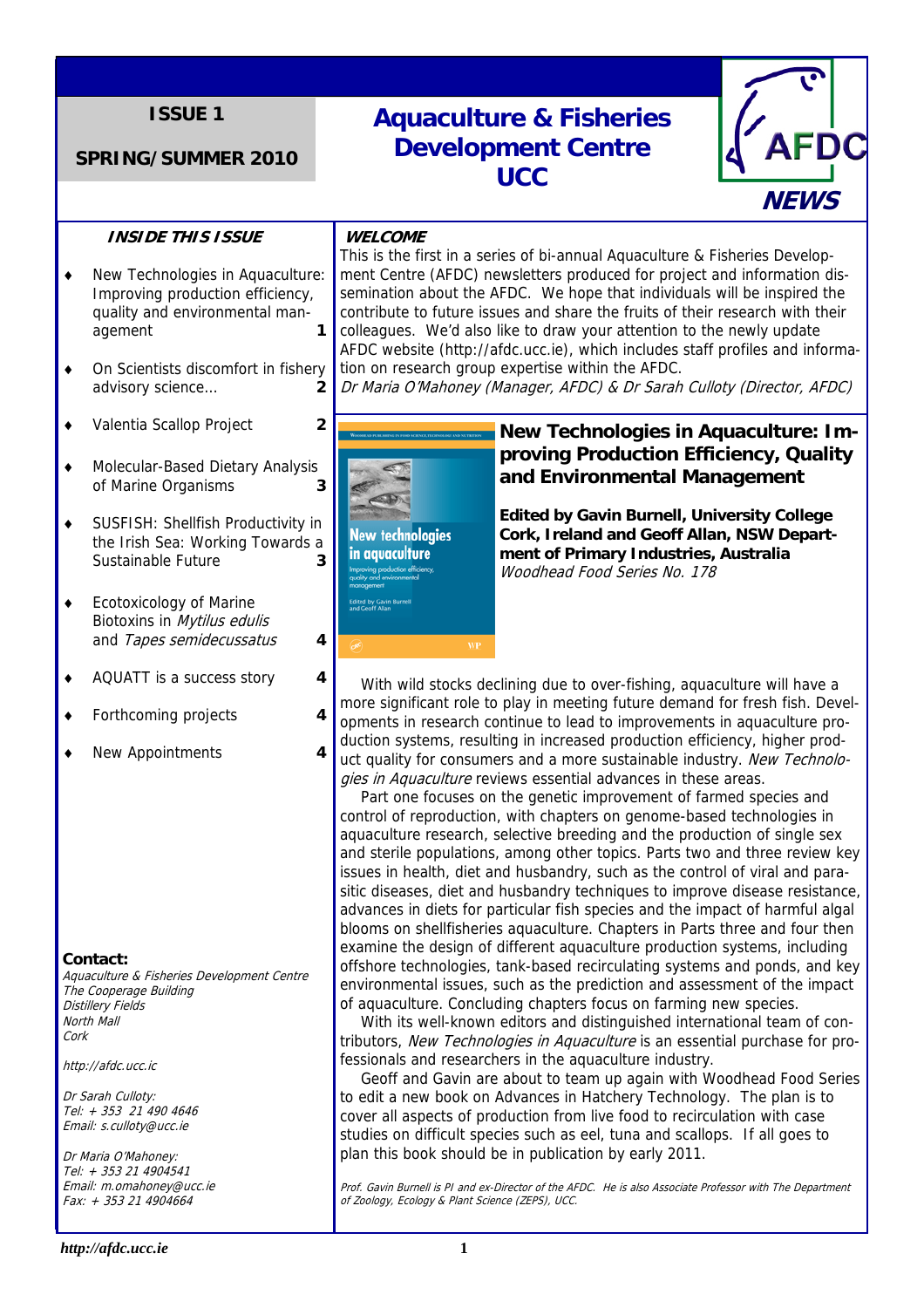**ISSUE 1**

**SPRING/SUMMER 2010**

# Aquaculture & Fisheries Development Centre UCC

**AFDC NEWS**

### INSIDE THIS ISSUE

- New Technologies in Aquaculture: Improving production efficiency, quality and environmental management — 1
- On Scientists discomfort in fishery advisory science... — 2
- Valentia Scallop Project — 2
- Molecular-Based Dietary Analysis of Marine Organisms — 3
- SUSFISH: Shellfish Productivity in the Irish Sea: Working Towards a Sustainable Future — 3
- Ecotoxicology of Marine Biotoxins in *Mytilus edulis* and *Tapes semidecussatus* — 4
- AQUATT is a success story — 4
- Forthcoming projects — 4
- New Appointments — 4

**Contact:**

*Aquaculture & Fisheries Development Centre*
*The Cooperage Building*
*Distillery Fields*
*North Mall*
*Cork*

*http://afdc.ucc.ic*

*Dr Sarah Culloty:*
*Tel: + 353 21 490 4646*
*Email: s.culloty@ucc.ie*

*Dr Maria O'Mahoney:*
*Tel: + 353 21 4904541*
*Email: m.omahoney@ucc.ie*
*Fax: + 353 21 4904664*

### WELCOME

This is the first in a series of bi-annual Aquaculture & Fisheries Development Centre (AFDC) newsletters produced for project and information dissemination about the AFDC. We hope that individuals will be inspired the contribute to future issues and share the fruits of their research with their colleagues. We'd also like to draw your attention to the newly update AFDC website (http://afdc.ucc.ie), which includes staff profiles and information on research group expertise within the AFDC.

*Dr Maria O'Mahoney (Manager, AFDC) & Dr Sarah Culloty (Director, AFDC)*

## New Technologies in Aquaculture: Improving Production Efficiency, Quality and Environmental Management

**Edited by Gavin Burnell, University College Cork, Ireland and Geoff Allan, NSW Department of Primary Industries, Australia**
*Woodhead Food Series No. 178*

With wild stocks declining due to over-fishing, aquaculture will have a more significant role to play in meeting future demand for fresh fish. Developments in research continue to lead to improvements in aquaculture production systems, resulting in increased production efficiency, higher product quality for consumers and a more sustainable industry. *New Technologies in Aquaculture* reviews essential advances in these areas.

Part one focuses on the genetic improvement of farmed species and control of reproduction, with chapters on genome-based technologies in aquaculture research, selective breeding and the production of single sex and sterile populations, among other topics. Parts two and three review key issues in health, diet and husbandry, such as the control of viral and parasitic diseases, diet and husbandry techniques to improve disease resistance, advances in diets for particular fish species and the impact of harmful algal blooms on shellfisheries aquaculture. Chapters in Parts three and four then examine the design of different aquaculture production systems, including offshore technologies, tank-based recirculating systems and ponds, and key environmental issues, such as the prediction and assessment of the impact of aquaculture. Concluding chapters focus on farming new species.

With its well-known editors and distinguished international team of contributors, *New Technologies in Aquaculture* is an essential purchase for professionals and researchers in the aquaculture industry.

Geoff and Gavin are about to team up again with Woodhead Food Series to edit a new book on Advances in Hatchery Technology. The plan is to cover all aspects of production from live food to recirculation with case studies on difficult species such as eel, tuna and scallops. If all goes to plan this book should be in publication by early 2011.

*Prof. Gavin Burnell is PI and ex-Director of the AFDC. He is also Associate Professor with The Department of Zoology, Ecology & Plant Science (ZEPS), UCC.*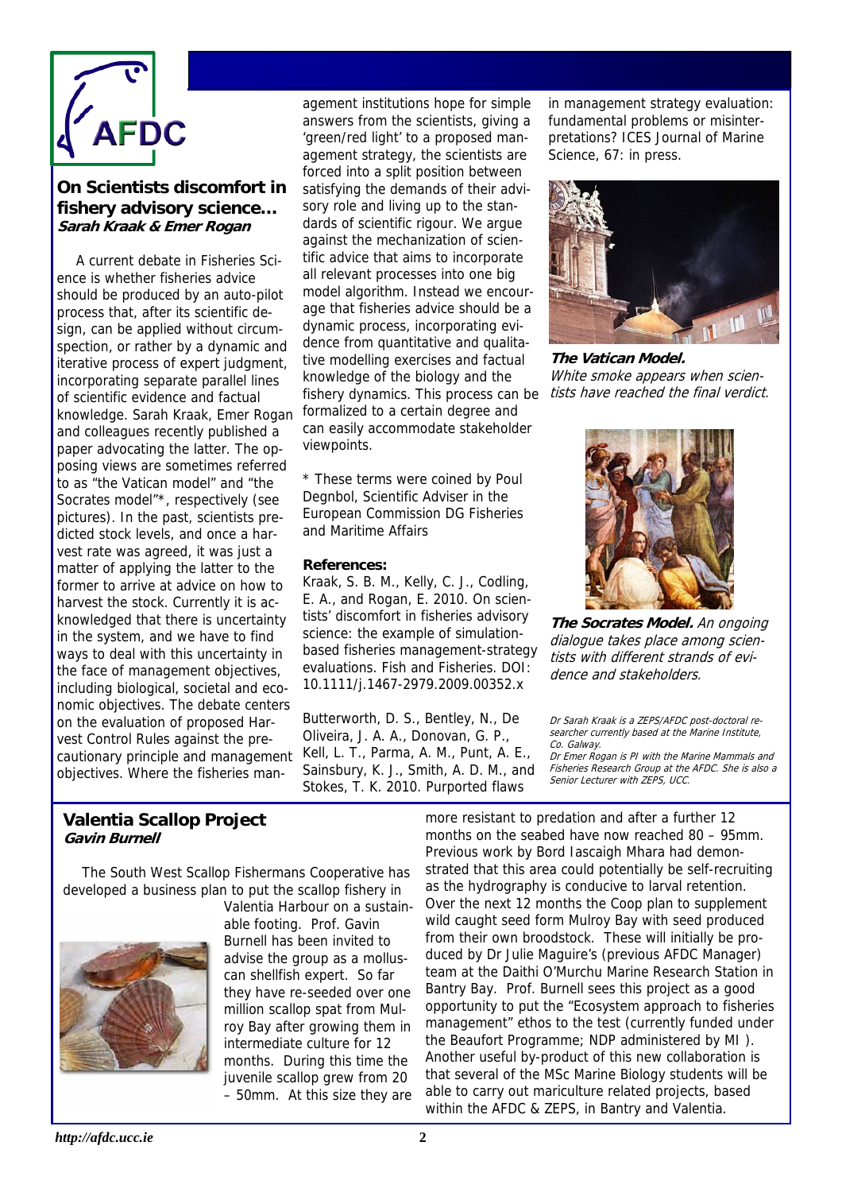## On Scientists discomfort in fishery advisory science…

***Sarah Kraak & Emer Rogan***

A current debate in Fisheries Science is whether fisheries advice should be produced by an auto-pilot process that, after its scientific design, can be applied without circumspection, or rather by a dynamic and iterative process of expert judgment, incorporating separate parallel lines of scientific evidence and factual knowledge. Sarah Kraak, Emer Rogan and colleagues recently published a paper advocating the latter. The opposing views are sometimes referred to as "the Vatican model" and "the Socrates model"*, respectively (see pictures). In the past, scientists predicted stock levels, and once a harvest rate was agreed, it was just a matter of applying the latter to the former to arrive at advice on how to harvest the stock. Currently it is acknowledged that there is uncertainty in the system, and we have to find ways to deal with this uncertainty in the face of management objectives, including biological, societal and economic objectives. The debate centers on the evaluation of proposed Harvest Control Rules against the precautionary principle and management objectives. Where the fisheries management institutions hope for simple answers from the scientists, giving a 'green/red light' to a proposed management strategy, the scientists are forced into a split position between satisfying the demands of their advisory role and living up to the standards of scientific rigour. We argue against the mechanization of scientific advice that aims to incorporate all relevant processes into one big model algorithm. Instead we encourage that fisheries advice should be a dynamic process, incorporating evidence from quantitative and qualitative modelling exercises and factual knowledge of the biology and the fishery dynamics. This process can be formalized to a certain degree and can easily accommodate stakeholder viewpoints.

\* These terms were coined by Poul Degnbol, Scientific Adviser in the European Commission DG Fisheries and Maritime Affairs

**References:**

Kraak, S. B. M., Kelly, C. J., Codling, E. A., and Rogan, E. 2010. On scientists' discomfort in fisheries advisory science: the example of simulation-based fisheries management-strategy evaluations. Fish and Fisheries. DOI: 10.1111/j.1467-2979.2009.00352.x

Butterworth, D. S., Bentley, N., De Oliveira, J. A. A., Donovan, G. P., Kell, L. T., Parma, A. M., Punt, A. E., Sainsbury, K. J., Smith, A. D. M., and Stokes, T. K. 2010. Purported flaws in management strategy evaluation: fundamental problems or misinterpretations? ICES Journal of Marine Science, 67: in press.

***The Vatican Model.*** *White smoke appears when scientists have reached the final verdict.*

***The Socrates Model.*** *An ongoing dialogue takes place among scientists with different strands of evidence and stakeholders.*

*Dr Sarah Kraak is a ZEPS/AFDC post-doctoral researcher currently based at the Marine Institute, Co. Galway.*
*Dr Emer Rogan is PI with the Marine Mammals and Fisheries Research Group at the AFDC. She is also a Senior Lecturer with ZEPS, UCC.*

## Valentia Scallop Project

***Gavin Burnell***

The South West Scallop Fishermans Cooperative has developed a business plan to put the scallop fishery in Valentia Harbour on a sustainable footing. Prof. Gavin Burnell has been invited to advise the group as a molluscan shellfish expert. So far they have re-seeded over one million scallop spat from Mulroy Bay after growing them in intermediate culture for 12 months. During this time the juvenile scallop grew from 20 – 50mm. At this size they are more resistant to predation and after a further 12 months on the seabed have now reached 80 – 95mm. Previous work by Bord Iascaigh Mhara had demonstrated that this area could potentially be self-recruiting as the hydrography is conducive to larval retention. Over the next 12 months the Coop plan to supplement wild caught seed form Mulroy Bay with seed produced from their own broodstock. These will initially be produced by Dr Julie Maguire's (previous AFDC Manager) team at the Daithi O'Murchu Marine Research Station in Bantry Bay. Prof. Burnell sees this project as a good opportunity to put the "Ecosystem approach to fisheries management" ethos to the test (currently funded under the Beaufort Programme; NDP administered by MI ). Another useful by-product of this new collaboration is that several of the MSc Marine Biology students will be able to carry out mariculture related projects, based within the AFDC & ZEPS, in Bantry and Valentia.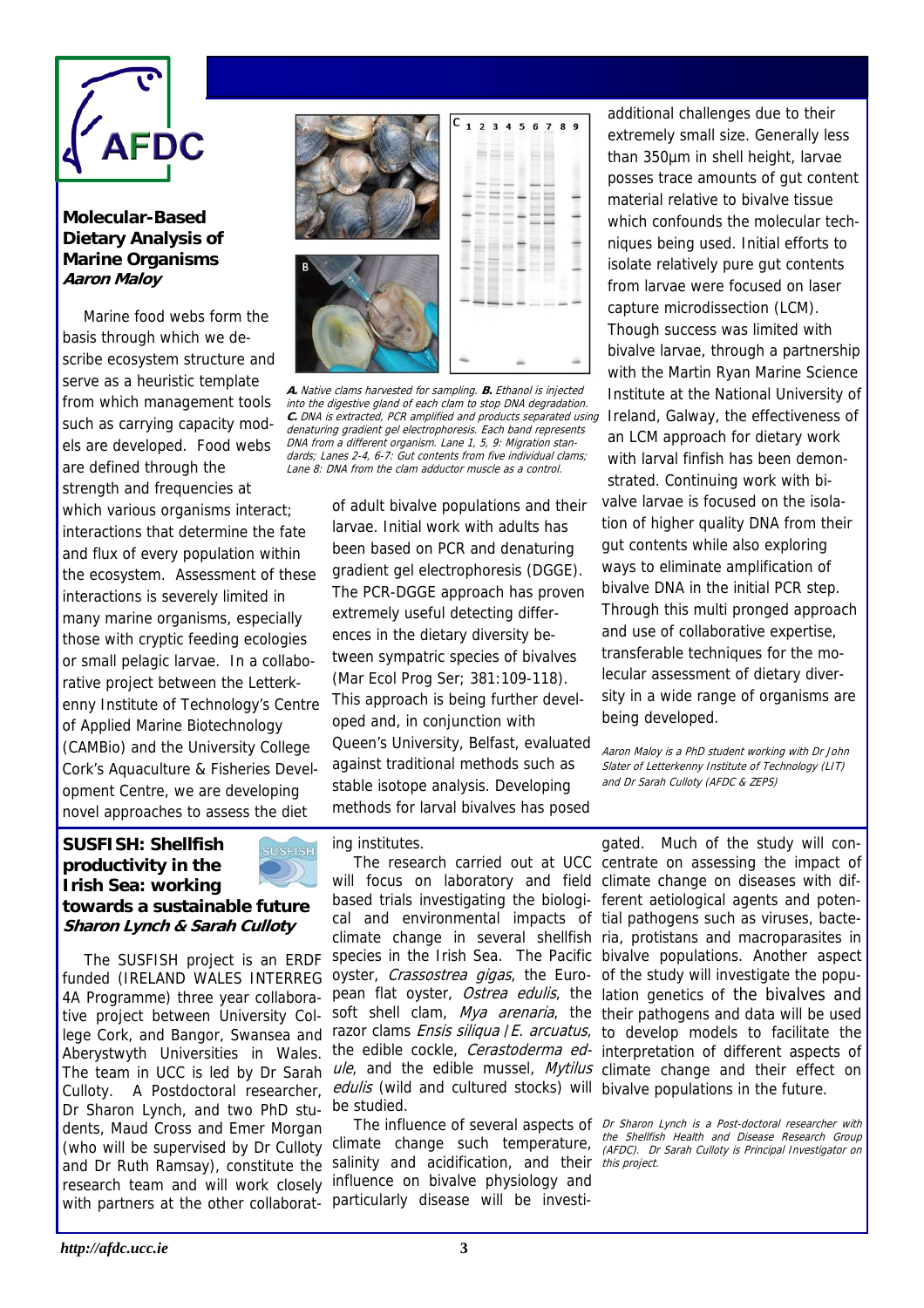## Molecular-Based Dietary Analysis of Marine Organisms
***Aaron Maloy***

Marine food webs form the basis through which we describe ecosystem structure and serve as a heuristic template from which management tools such as carrying capacity models are developed. Food webs are defined through the strength and frequencies at which various organisms interact; interactions that determine the fate and flux of every population within the ecosystem. Assessment of these interactions is severely limited in many marine organisms, especially those with cryptic feeding ecologies or small pelagic larvae. In a collaborative project between the Letterkenny Institute of Technology's Centre of Applied Marine Biotechnology (CAMBio) and the University College Cork's Aquaculture & Fisheries Development Centre, we are developing novel approaches to assess the diet of adult bivalve populations and their larvae. Initial work with adults has been based on PCR and denaturing gradient gel electrophoresis (DGGE). The PCR-DGGE approach has proven extremely useful detecting differences in the dietary diversity between sympatric species of bivalves (Mar Ecol Prog Ser; 381:109-118). This approach is being further developed and, in conjunction with Queen's University, Belfast, evaluated against traditional methods such as stable isotope analysis. Developing methods for larval bivalves has posed additional challenges due to their extremely small size. Generally less than 350µm in shell height, larvae posses trace amounts of gut content material relative to bivalve tissue which confounds the molecular techniques being used. Initial efforts to isolate relatively pure gut contents from larvae were focused on laser capture microdissection (LCM). Though success was limited with bivalve larvae, through a partnership with the Martin Ryan Marine Science Institute at the National University of Ireland, Galway, the effectiveness of an LCM approach for dietary work with larval finfish has been demonstrated. Continuing work with bivalve larvae is focused on the isolation of higher quality DNA from their gut contents while also exploring ways to eliminate amplification of bivalve DNA in the initial PCR step. Through this multi pronged approach and use of collaborative expertise, transferable techniques for the molecular assessment of dietary diversity in a wide range of organisms are being developed.

***A.*** *Native clams harvested for sampling.* ***B.*** *Ethanol is injected into the digestive gland of each clam to stop DNA degradation.* ***C.*** *DNA is extracted, PCR amplified and products separated using denaturing gradient gel electrophoresis. Each band represents DNA from a different organism. Lane 1, 5, 9: Migration standards; Lanes 2-4, 6-7: Gut contents from five individual clams; Lane 8: DNA from the clam adductor muscle as a control.*

*Aaron Maloy is a PhD student working with Dr John Slater of Letterkenny Institute of Technology (LIT) and Dr Sarah Culloty (AFDC & ZEPS)*

## SUSFISH: Shellfish productivity in the Irish Sea: working towards a sustainable future
***Sharon Lynch & Sarah Culloty***

The SUSFISH project is an ERDF funded (IRELAND WALES INTERREG 4A Programme) three year collaborative project between University College Cork, and Bangor, Swansea and Aberystwyth Universities in Wales. The team in UCC is led by Dr Sarah Culloty. A Postdoctoral researcher, Dr Sharon Lynch, and two PhD students, Maud Cross and Emer Morgan (who will be supervised by Dr Culloty and Dr Ruth Ramsay), constitute the research team and will work closely with partners at the other collaborating institutes.

The research carried out at UCC will focus on laboratory and field based trials investigating the biological and environmental impacts of climate change in several shellfish species in the Irish Sea. The Pacific oyster, *Crassostrea gigas*, the European flat oyster, *Ostrea edulis*, the soft shell clam, *Mya arenaria*, the razor clams *Ensis siliqua* / *E. arcuatus*, the edible cockle, *Cerastoderma edule*, and the edible mussel, *Mytilus edulis* (wild and cultured stocks) will be studied.

The influence of several aspects of climate change such temperature, salinity and acidification, and their influence on bivalve physiology and particularly disease will be investigated. Much of the study will concentrate on assessing the impact of climate change on diseases with different aetiological agents and potential pathogens such as viruses, bacteria, protistans and macroparasites in bivalve populations. Another aspect of the study will investigate the population genetics of the bivalves and their pathogens and data will be used to develop models to facilitate the interpretation of different aspects of climate change and their effect on bivalve populations in the future.

*Dr Sharon Lynch is a Post-doctoral researcher with the Shellfish Health and Disease Research Group (AFDC). Dr Sarah Culloty is Principal Investigator on this project.*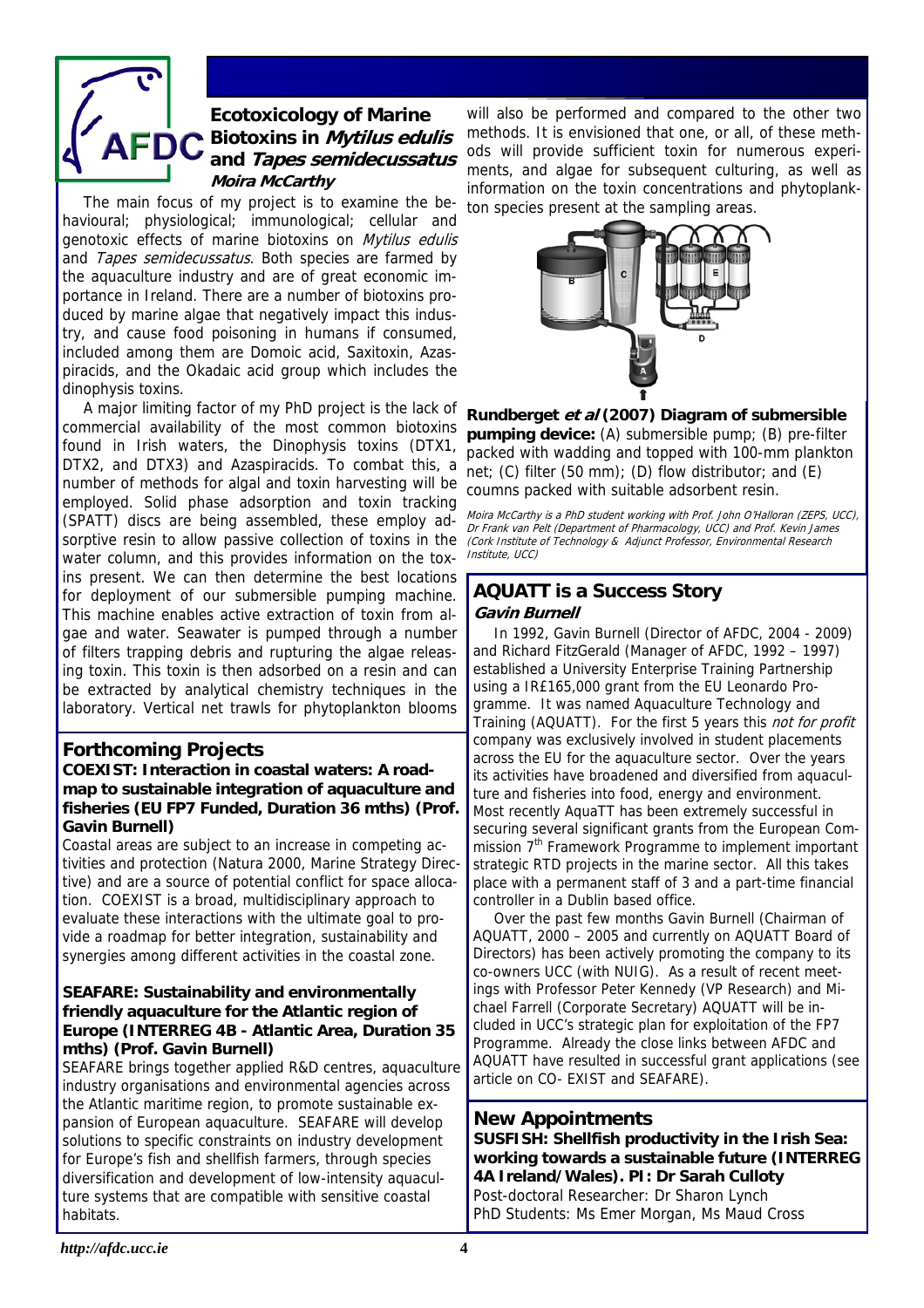## Ecotoxicology of Marine Biotoxins in *Mytilus edulis* and *Tapes semidecussatus*

***Moira McCarthy***

The main focus of my project is to examine the behavioural; physiological; immunological; cellular and genotoxic effects of marine biotoxins on *Mytilus edulis* and *Tapes semidecussatus*. Both species are farmed by the aquaculture industry and are of great economic importance in Ireland. There are a number of biotoxins produced by marine algae that negatively impact this industry, and cause food poisoning in humans if consumed, included among them are Domoic acid, Saxitoxin, Azaspiracids, and the Okadaic acid group which includes the dinophysis toxins.

A major limiting factor of my PhD project is the lack of commercial availability of the most common biotoxins found in Irish waters, the Dinophysis toxins (DTX1, DTX2, and DTX3) and Azaspiracids. To combat this, a number of methods for algal and toxin harvesting will be employed. Solid phase adsorption and toxin tracking (SPATT) discs are being assembled, these employ adsorptive resin to allow passive collection of toxins in the water column, and this provides information on the toxins present. We can then determine the best locations for deployment of our submersible pumping machine. This machine enables active extraction of toxin from algae and water. Seawater is pumped through a number of filters trapping debris and rupturing the algae releasing toxin. This toxin is then adsorbed on a resin and can be extracted by analytical chemistry techniques in the laboratory. Vertical net trawls for phytoplankton blooms will also be performed and compared to the other two methods. It is envisioned that one, or all, of these methods will provide sufficient toxin for numerous experiments, and algae for subsequent culturing, as well as information on the toxin concentrations and phytoplankton species present at the sampling areas.

A
B
C
D
E

**Rundberget *et al* (2007) Diagram of submersible pumping device:** (A) submersible pump; (B) pre-filter packed with wadding and topped with 100-mm plankton net; (C) filter (50 mm); (D) flow distributor; and (E) coumns packed with suitable adsorbent resin.

*Moira McCarthy is a PhD student working with Prof. John O'Halloran (ZEPS, UCC), Dr Frank van Pelt (Department of Pharmacology, UCC) and Prof. Kevin James (Cork Institute of Technology & Adjunct Professor, Environmental Research Institute, UCC)*

## Forthcoming Projects

**COEXIST: Interaction in coastal waters: A roadmap to sustainable integration of aquaculture and fisheries (EU FP7 Funded, Duration 36 mths) (Prof. Gavin Burnell)**

Coastal areas are subject to an increase in competing activities and protection (Natura 2000, Marine Strategy Directive) and are a source of potential conflict for space allocation. COEXIST is a broad, multidisciplinary approach to evaluate these interactions with the ultimate goal to provide a roadmap for better integration, sustainability and synergies among different activities in the coastal zone.

**SEAFARE: Sustainability and environmentally friendly aquaculture for the Atlantic region of Europe (INTERREG 4B - Atlantic Area, Duration 35 mths) (Prof. Gavin Burnell)**

SEAFARE brings together applied R&D centres, aquaculture industry organisations and environmental agencies across the Atlantic maritime region, to promote sustainable expansion of European aquaculture. SEAFARE will develop solutions to specific constraints on industry development for Europe's fish and shellfish farmers, through species diversification and development of low-intensity aquaculture systems that are compatible with sensitive coastal habitats.

## AQUATT is a Success Story

***Gavin Burnell***

In 1992, Gavin Burnell (Director of AFDC, 2004 - 2009) and Richard FitzGerald (Manager of AFDC, 1992 – 1997) established a University Enterprise Training Partnership using a IR£165,000 grant from the EU Leonardo Programme. It was named Aquaculture Technology and Training (AQUATT). For the first 5 years this *not for profit* company was exclusively involved in student placements across the EU for the aquaculture sector. Over the years its activities have broadened and diversified from aquaculture and fisheries into food, energy and environment. Most recently AquaTT has been extremely successful in securing several significant grants from the European Commission 7th Framework Programme to implement important strategic RTD projects in the marine sector. All this takes place with a permanent staff of 3 and a part-time financial controller in a Dublin based office.

Over the past few months Gavin Burnell (Chairman of AQUATT, 2000 – 2005 and currently on AQUATT Board of Directors) has been actively promoting the company to its co-owners UCC (with NUIG). As a result of recent meetings with Professor Peter Kennedy (VP Research) and Michael Farrell (Corporate Secretary) AQUATT will be included in UCC's strategic plan for exploitation of the FP7 Programme. Already the close links between AFDC and AQUATT have resulted in successful grant applications (see article on CO- EXIST and SEAFARE).

## New Appointments

**SUSFISH: Shellfish productivity in the Irish Sea: working towards a sustainable future (INTERREG 4A Ireland/Wales). PI: Dr Sarah Culloty**

Post-doctoral Researcher: Dr Sharon Lynch
PhD Students: Ms Emer Morgan, Ms Maud Cross